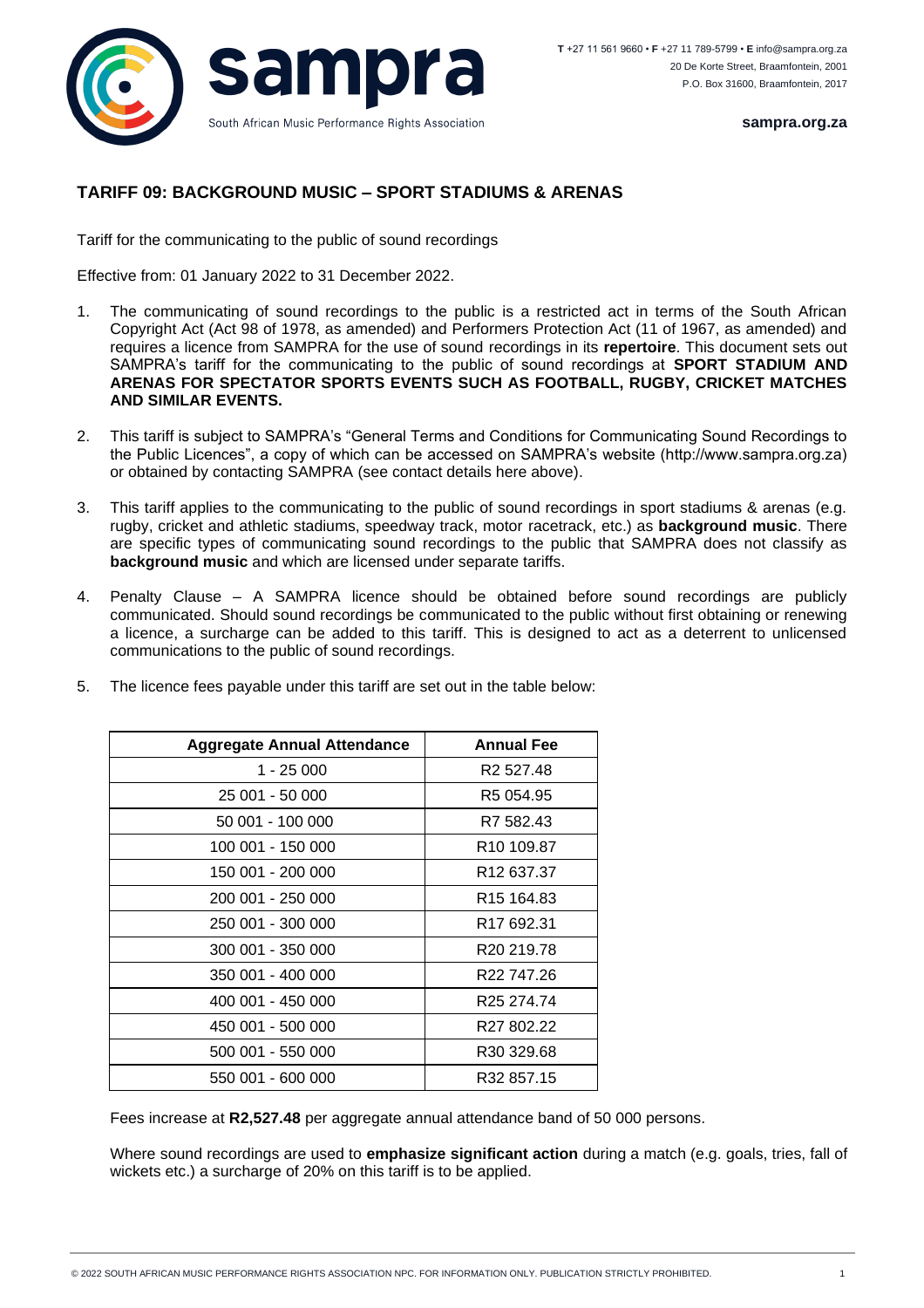**T** +27 11 561 9660 • **F** +27 11 789-5799 • **E** info@sampra.org.za
20 De Korte Street, Braamfontein, 2001
P.O. Box 31600, Braamfontein, 2017

**sampra.org.za**

sampra
South African Music Performance Rights Association

## TARIFF 09: BACKGROUND MUSIC – SPORT STADIUMS & ARENAS

Tariff for the communicating to the public of sound recordings

Effective from: 01 January 2022 to 31 December 2022.

1. The communicating of sound recordings to the public is a restricted act in terms of the South African Copyright Act (Act 98 of 1978, as amended) and Performers Protection Act (11 of 1967, as amended) and requires a licence from SAMPRA for the use of sound recordings in its **repertoire**. This document sets out SAMPRA's tariff for the communicating to the public of sound recordings at **SPORT STADIUM AND ARENAS FOR SPECTATOR SPORTS EVENTS SUCH AS FOOTBALL, RUGBY, CRICKET MATCHES AND SIMILAR EVENTS.**

2. This tariff is subject to SAMPRA's "General Terms and Conditions for Communicating Sound Recordings to the Public Licences", a copy of which can be accessed on SAMPRA's website (http://www.sampra.org.za) or obtained by contacting SAMPRA (see contact details here above).

3. This tariff applies to the communicating to the public of sound recordings in sport stadiums & arenas (e.g. rugby, cricket and athletic stadiums, speedway track, motor racetrack, etc.) as **background music**. There are specific types of communicating sound recordings to the public that SAMPRA does not classify as **background music** and which are licensed under separate tariffs.

4. Penalty Clause – A SAMPRA licence should be obtained before sound recordings are publicly communicated. Should sound recordings be communicated to the public without first obtaining or renewing a licence, a surcharge can be added to this tariff. This is designed to act as a deterrent to unlicensed communications to the public of sound recordings.

5. The licence fees payable under this tariff are set out in the table below:

| Aggregate Annual Attendance | Annual Fee |
|---|---|
| 1 - 25 000 | R2 527.48 |
| 25 001 - 50 000 | R5 054.95 |
| 50 001 - 100 000 | R7 582.43 |
| 100 001 - 150 000 | R10 109.87 |
| 150 001 - 200 000 | R12 637.37 |
| 200 001 - 250 000 | R15 164.83 |
| 250 001 - 300 000 | R17 692.31 |
| 300 001 - 350 000 | R20 219.78 |
| 350 001 - 400 000 | R22 747.26 |
| 400 001 - 450 000 | R25 274.74 |
| 450 001 - 500 000 | R27 802.22 |
| 500 001 - 550 000 | R30 329.68 |
| 550 001 - 600 000 | R32 857.15 |

Fees increase at **R2,527.48** per aggregate annual attendance band of 50 000 persons.

Where sound recordings are used to **emphasize significant action** during a match (e.g. goals, tries, fall of wickets etc.) a surcharge of 20% on this tariff is to be applied.

© 2022 SOUTH AFRICAN MUSIC PERFORMANCE RIGHTS ASSOCIATION NPC. FOR INFORMATION ONLY. PUBLICATION STRICTLY PROHIBITED.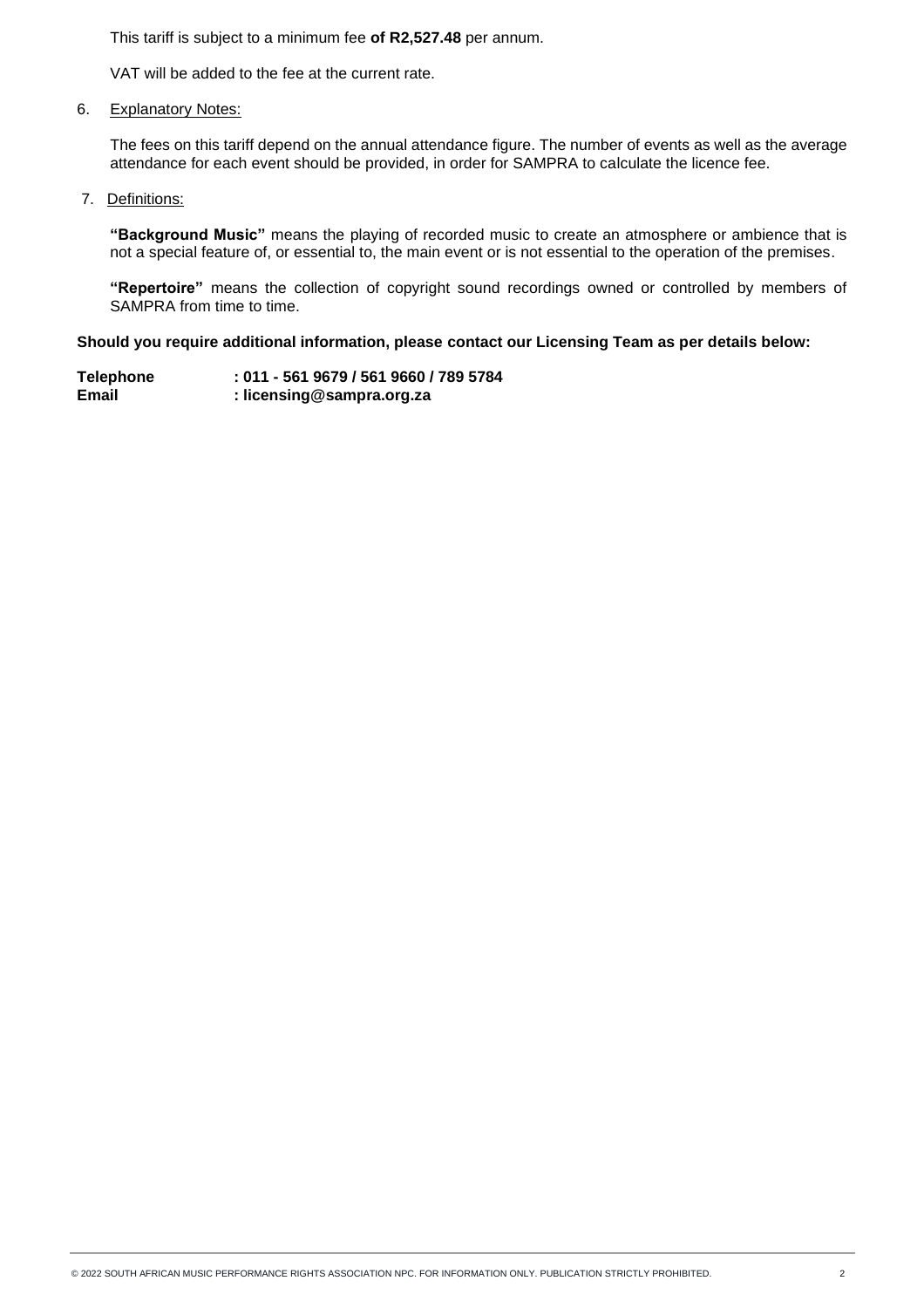This tariff is subject to a minimum fee **of R2,527.48** per annum.

VAT will be added to the fee at the current rate.

6. Explanatory Notes:

   The fees on this tariff depend on the annual attendance figure. The number of events as well as the average attendance for each event should be provided, in order for SAMPRA to calculate the licence fee.

7. Definitions:

   **"Background Music"** means the playing of recorded music to create an atmosphere or ambience that is not a special feature of, or essential to, the main event or is not essential to the operation of the premises.

   **"Repertoire"** means the collection of copyright sound recordings owned or controlled by members of SAMPRA from time to time.

**Should you require additional information, please contact our Licensing Team as per details below:**

**Telephone : 011 - 561 9679 / 561 9660 / 789 5784**
**Email : licensing@sampra.org.za**

© 2022 SOUTH AFRICAN MUSIC PERFORMANCE RIGHTS ASSOCIATION NPC. FOR INFORMATION ONLY. PUBLICATION STRICTLY PROHIBITED.